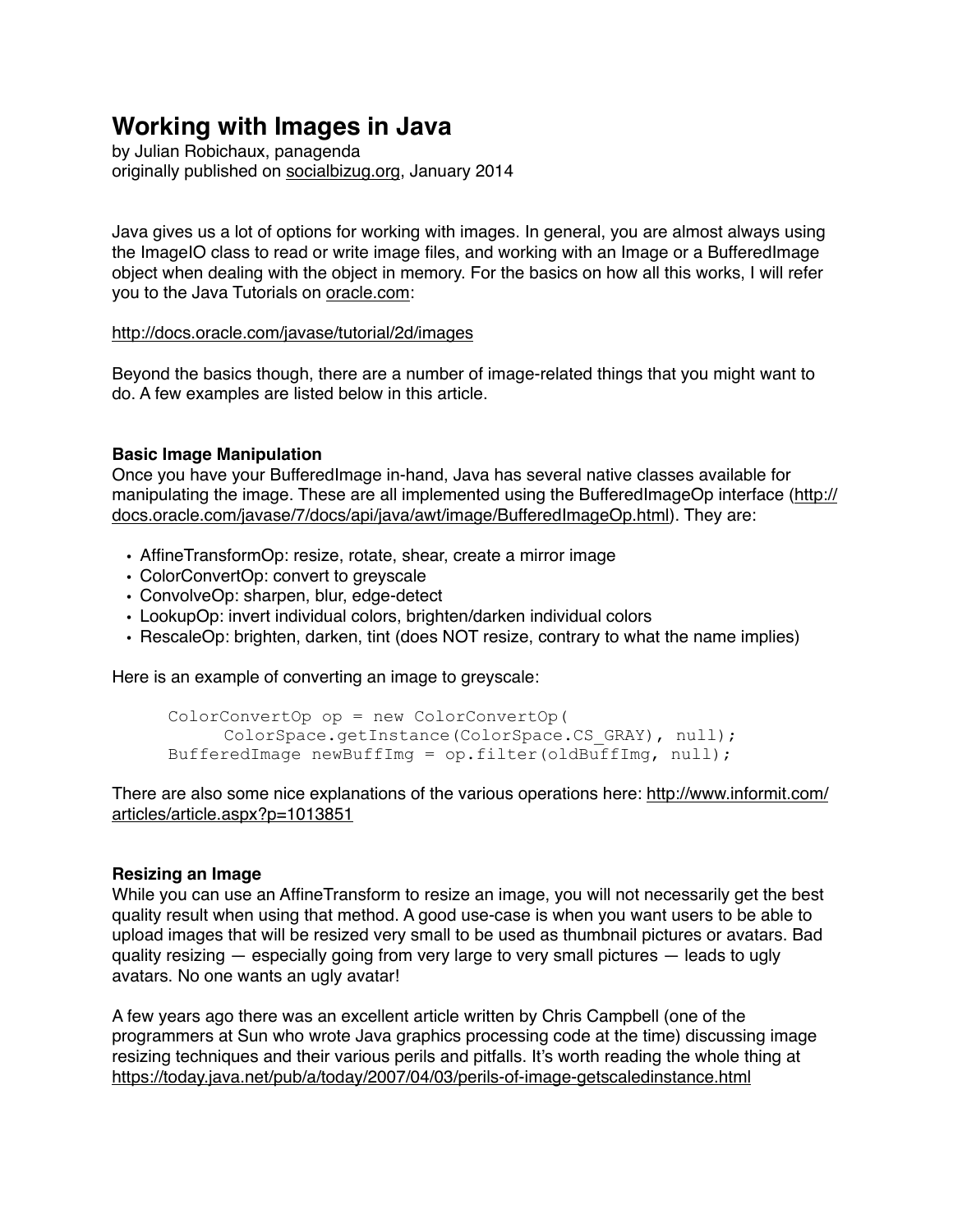# Working with Images in Java

by Julian Robichaux, panagenda  
originally published on socialbizug.org, January 2014

Java gives us a lot of options for working with images. In general, you are almost always using the ImageIO class to read or write image files, and working with an Image or a BufferedImage object when dealing with the object in memory. For the basics on how all this works, I will refer you to the Java Tutorials on oracle.com:

http://docs.oracle.com/javase/tutorial/2d/images

Beyond the basics though, there are a number of image-related things that you might want to do. A few examples are listed below in this article.

### Basic Image Manipulation

Once you have your BufferedImage in-hand, Java has several native classes available for manipulating the image. These are all implemented using the BufferedImageOp interface (http://docs.oracle.com/javase/7/docs/api/java/awt/image/BufferedImageOp.html). They are:

- AffineTransformOp: resize, rotate, shear, create a mirror image
- ColorConvertOp: convert to greyscale
- ConvolveOp: sharpen, blur, edge-detect
- LookupOp: invert individual colors, brighten/darken individual colors
- RescaleOp: brighten, darken, tint (does NOT resize, contrary to what the name implies)

Here is an example of converting an image to greyscale:

```
ColorConvertOp op = new ColorConvertOp(
      ColorSpace.getInstance(ColorSpace.CS_GRAY), null);
BufferedImage newBuffImg = op.filter(oldBuffImg, null);
```

There are also some nice explanations of the various operations here: http://www.informit.com/articles/article.aspx?p=1013851

### Resizing an Image

While you can use an AffineTransform to resize an image, you will not necessarily get the best quality result when using that method. A good use-case is when you want users to be able to upload images that will be resized very small to be used as thumbnail pictures or avatars. Bad quality resizing — especially going from very large to very small pictures — leads to ugly avatars. No one wants an ugly avatar!

A few years ago there was an excellent article written by Chris Campbell (one of the programmers at Sun who wrote Java graphics processing code at the time) discussing image resizing techniques and their various perils and pitfalls. It's worth reading the whole thing at https://today.java.net/pub/a/today/2007/04/03/perils-of-image-getscaledinstance.html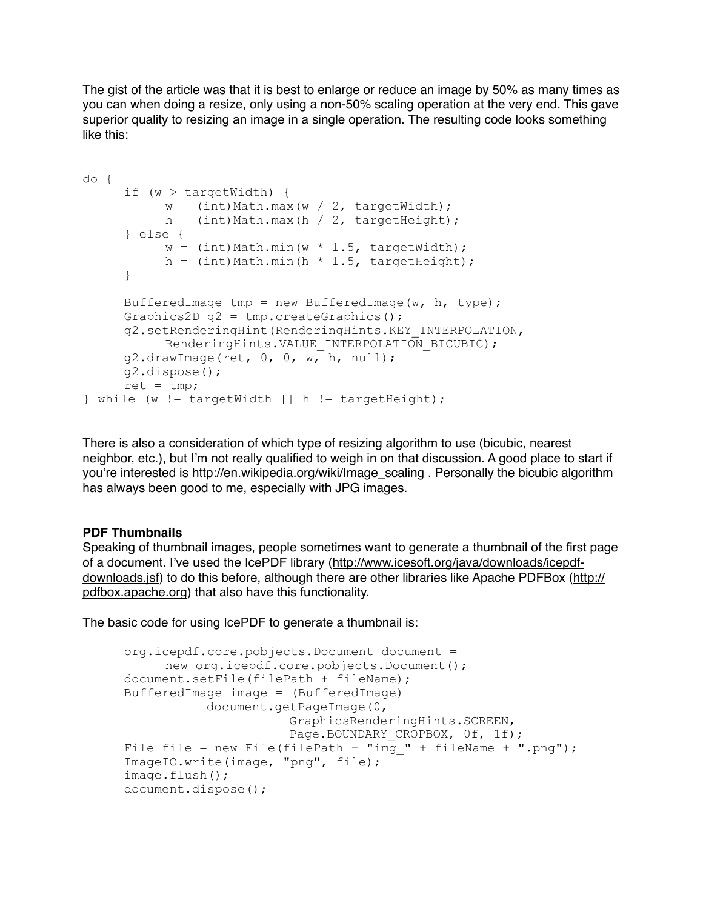The gist of the article was that it is best to enlarge or reduce an image by 50% as many times as you can when doing a resize, only using a non-50% scaling operation at the very end. This gave superior quality to resizing an image in a single operation. The resulting code looks something like this:

```
do {
      if (w > targetWidth) {
            w = (int)Math.max(w / 2, targetWidth);
            h = (int)Math.max(h / 2, targetHeight);
      } else {
            w = (int)Math.min(w * 1.5, targetWidth);
            h = (int)Math.min(h * 1.5, targetHeight);
      }

      BufferedImage tmp = new BufferedImage(w, h, type);
      Graphics2D g2 = tmp.createGraphics();
      g2.setRenderingHint(RenderingHints.KEY_INTERPOLATION,
            RenderingHints.VALUE_INTERPOLATION_BICUBIC);
      g2.drawImage(ret, 0, 0, w, h, null);
      g2.dispose();
      ret = tmp;
} while (w != targetWidth || h != targetHeight);
```

There is also a consideration of which type of resizing algorithm to use (bicubic, nearest neighbor, etc.), but I'm not really qualified to weigh in on that discussion. A good place to start if you're interested is http://en.wikipedia.org/wiki/Image_scaling . Personally the bicubic algorithm has always been good to me, especially with JPG images.

**PDF Thumbnails**

Speaking of thumbnail images, people sometimes want to generate a thumbnail of the first page of a document. I've used the IcePDF library (http://www.icesoft.org/java/downloads/icepdf-downloads.jsf) to do this before, although there are other libraries like Apache PDFBox (http://pdfbox.apache.org) that also have this functionality.

The basic code for using IcePDF to generate a thumbnail is:

```
org.icepdf.core.pobjects.Document document =
      new org.icepdf.core.pobjects.Document();
document.setFile(filePath + fileName);
BufferedImage image = (BufferedImage)
          document.getPageImage(0,
                    GraphicsRenderingHints.SCREEN,
                    Page.BOUNDARY_CROPBOX, 0f, 1f);
File file = new File(filePath + "img_" + fileName + ".png");
ImageIO.write(image, "png", file);
image.flush();
document.dispose();
```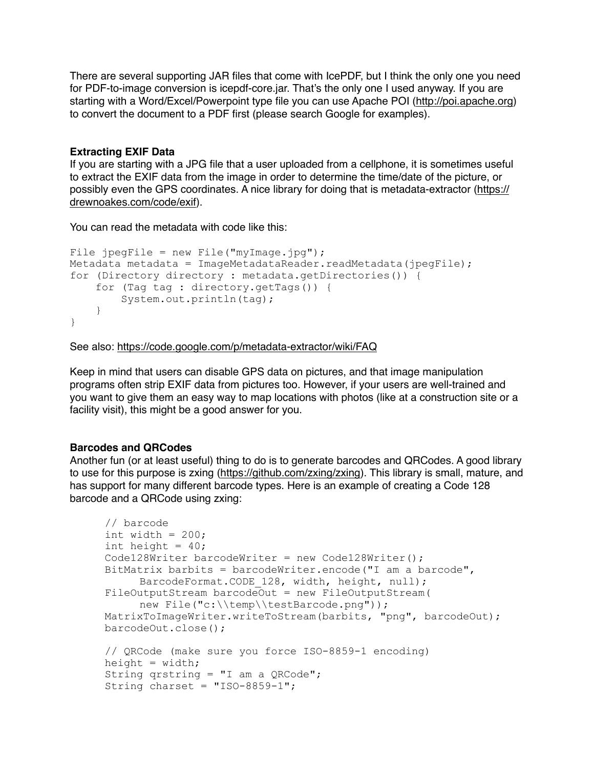There are several supporting JAR files that come with IcePDF, but I think the only one you need for PDF-to-image conversion is icepdf-core.jar. That's the only one I used anyway. If you are starting with a Word/Excel/Powerpoint type file you can use Apache POI (http://poi.apache.org) to convert the document to a PDF first (please search Google for examples).

**Extracting EXIF Data**

If you are starting with a JPG file that a user uploaded from a cellphone, it is sometimes useful to extract the EXIF data from the image in order to determine the time/date of the picture, or possibly even the GPS coordinates. A nice library for doing that is metadata-extractor (https://drewnoakes.com/code/exif).

You can read the metadata with code like this:

```
File jpegFile = new File("myImage.jpg");
Metadata metadata = ImageMetadataReader.readMetadata(jpegFile);
for (Directory directory : metadata.getDirectories()) {
    for (Tag tag : directory.getTags()) {
        System.out.println(tag);
    }
}
```

See also: https://code.google.com/p/metadata-extractor/wiki/FAQ

Keep in mind that users can disable GPS data on pictures, and that image manipulation programs often strip EXIF data from pictures too. However, if your users are well-trained and you want to give them an easy way to map locations with photos (like at a construction site or a facility visit), this might be a good answer for you.

**Barcodes and QRCodes**

Another fun (or at least useful) thing to do is to generate barcodes and QRCodes. A good library to use for this purpose is zxing (https://github.com/zxing/zxing). This library is small, mature, and has support for many different barcode types. Here is an example of creating a Code 128 barcode and a QRCode using zxing:

```
// barcode
int width = 200;
int height = 40;
Code128Writer barcodeWriter = new Code128Writer();
BitMatrix barbits = barcodeWriter.encode("I am a barcode",
     BarcodeFormat.CODE_128, width, height, null);
FileOutputStream barcodeOut = new FileOutputStream(
     new File("c:\\temp\\testBarcode.png"));
MatrixToImageWriter.writeToStream(barbits, "png", barcodeOut);
barcodeOut.close();

// QRCode (make sure you force ISO-8859-1 encoding)
height = width;
String qrstring = "I am a QRCode";
String charset = "ISO-8859-1";
```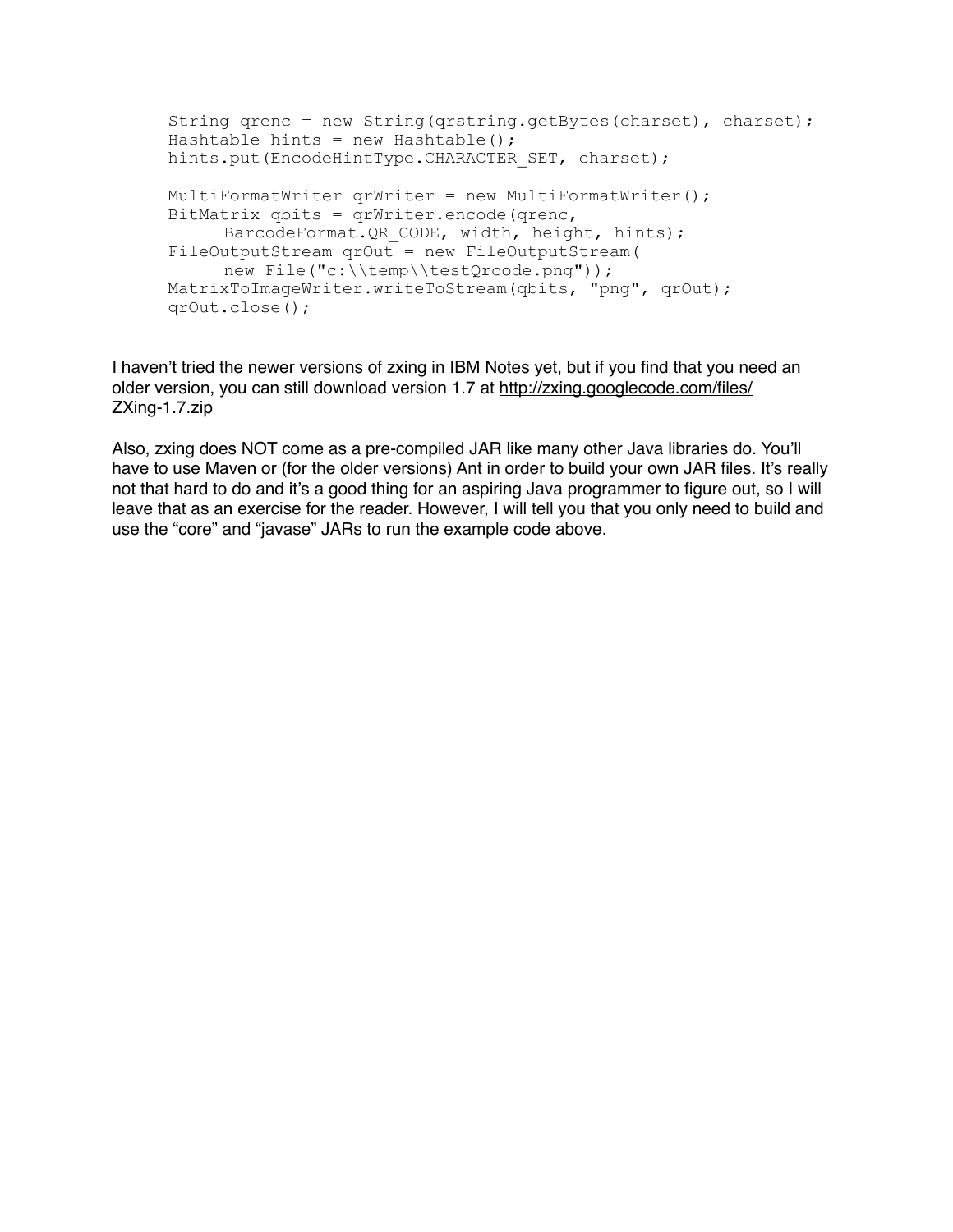```
String qrenc = new String(qrstring.getBytes(charset), charset);
Hashtable hints = new Hashtable();
hints.put(EncodeHintType.CHARACTER_SET, charset);

MultiFormatWriter qrWriter = new MultiFormatWriter();
BitMatrix qbits = qrWriter.encode(qrenc,
     BarcodeFormat.QR_CODE, width, height, hints);
FileOutputStream qrOut = new FileOutputStream(
     new File("c:\\temp\\testQrcode.png"));
MatrixToImageWriter.writeToStream(qbits, "png", qrOut);
qrOut.close();
```

I haven't tried the newer versions of zxing in IBM Notes yet, but if you find that you need an older version, you can still download version 1.7 at http://zxing.googlecode.com/files/ZXing-1.7.zip

Also, zxing does NOT come as a pre-compiled JAR like many other Java libraries do. You'll have to use Maven or (for the older versions) Ant in order to build your own JAR files. It's really not that hard to do and it's a good thing for an aspiring Java programmer to figure out, so I will leave that as an exercise for the reader. However, I will tell you that you only need to build and use the "core" and "javase" JARs to run the example code above.